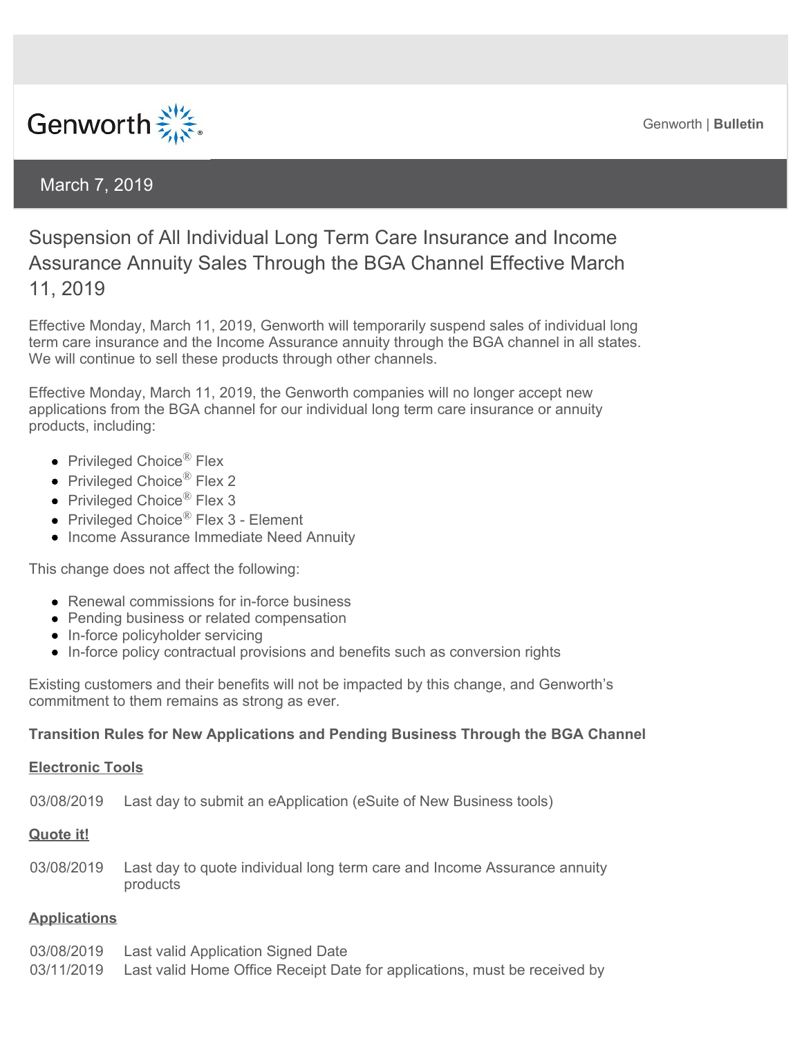Genworth | **Bulletin**

March 7, 2019

# Suspension of All Individual Long Term Care Insurance and Income Assurance Annuity Sales Through the BGA Channel Effective March 11, 2019

Effective Monday, March 11, 2019, Genworth will temporarily suspend sales of individual long term care insurance and the Income Assurance annuity through the BGA channel in all states. We will continue to sell these products through other channels.

Effective Monday, March 11, 2019, the Genworth companies will no longer accept new applications from the BGA channel for our individual long term care insurance or annuity products, including:

- Privileged Choice® Flex
- Privileged Choice® Flex 2
- Privileged Choice® Flex 3
- Privileged Choice® Flex 3 - Element
- Income Assurance Immediate Need Annuity

This change does not affect the following:

- Renewal commissions for in-force business
- Pending business or related compensation
- In-force policyholder servicing
- In-force policy contractual provisions and benefits such as conversion rights

Existing customers and their benefits will not be impacted by this change, and Genworth's commitment to them remains as strong as ever.

**Transition Rules for New Applications and Pending Business Through the BGA Channel**

**Electronic Tools**

03/08/2019 Last day to submit an eApplication (eSuite of New Business tools)

**Quote it!**

03/08/2019 Last day to quote individual long term care and Income Assurance annuity products

**Applications**

03/08/2019 Last valid Application Signed Date
03/11/2019 Last valid Home Office Receipt Date for applications, must be received by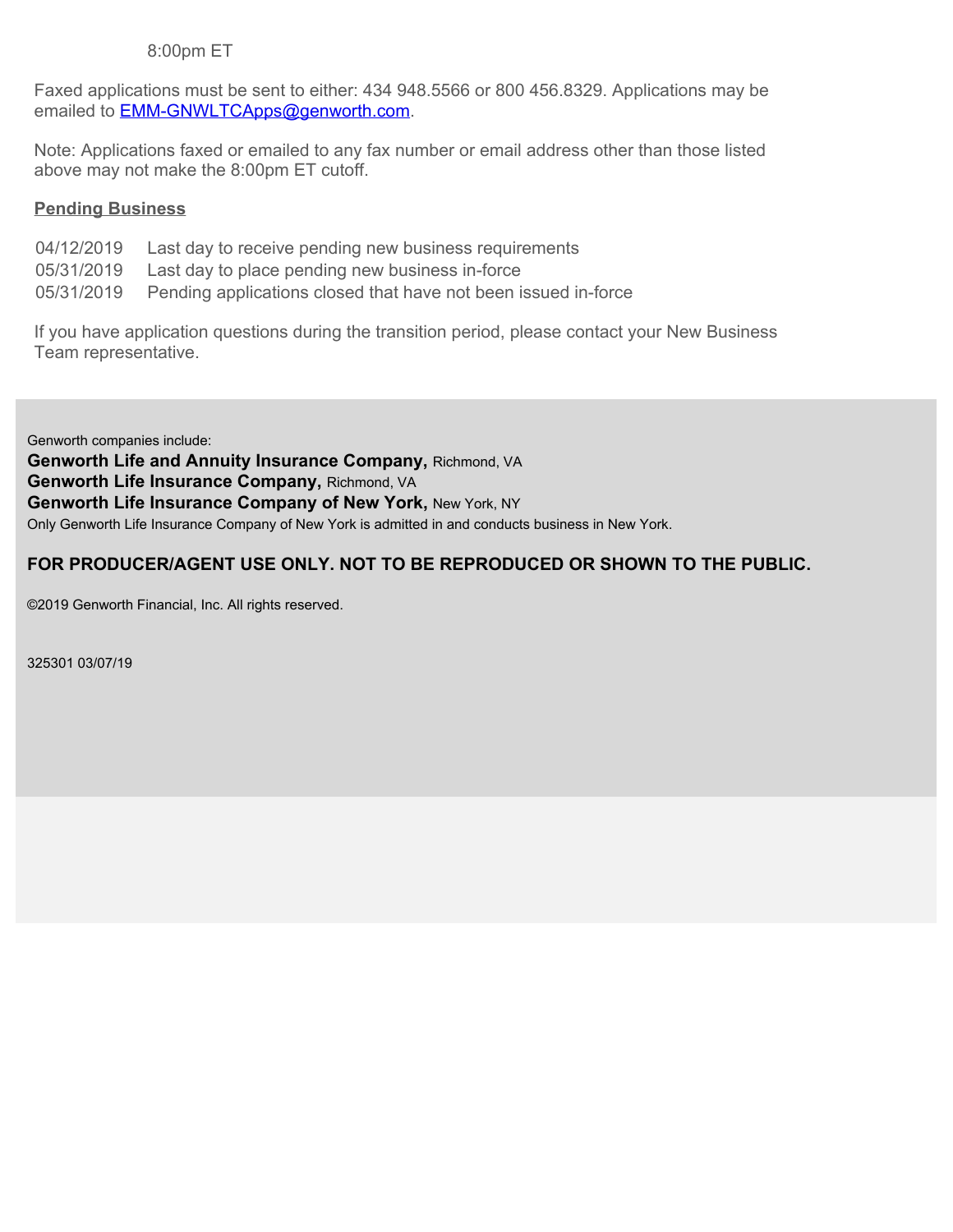8:00pm ET

Faxed applications must be sent to either: 434 948.5566 or 800 456.8329. Applications may be emailed to [EMM-GNWLTCApps@genworth.com](mailto:EMM-GNWLTCApps@genworth.com).

Note: Applications faxed or emailed to any fax number or email address other than those listed above may not make the 8:00pm ET cutoff.

**Pending Business**

| | |
|---|---|
| 04/12/2019 | Last day to receive pending new business requirements |
| 05/31/2019 | Last day to place pending new business in-force |
| 05/31/2019 | Pending applications closed that have not been issued in-force |

If you have application questions during the transition period, please contact your New Business Team representative.

Genworth companies include:

**Genworth Life and Annuity Insurance Company,** Richmond, VA
**Genworth Life Insurance Company,** Richmond, VA
**Genworth Life Insurance Company of New York,** New York, NY

Only Genworth Life Insurance Company of New York is admitted in and conducts business in New York.

**FOR PRODUCER/AGENT USE ONLY. NOT TO BE REPRODUCED OR SHOWN TO THE PUBLIC.**

©2019 Genworth Financial, Inc. All rights reserved.

325301 03/07/19